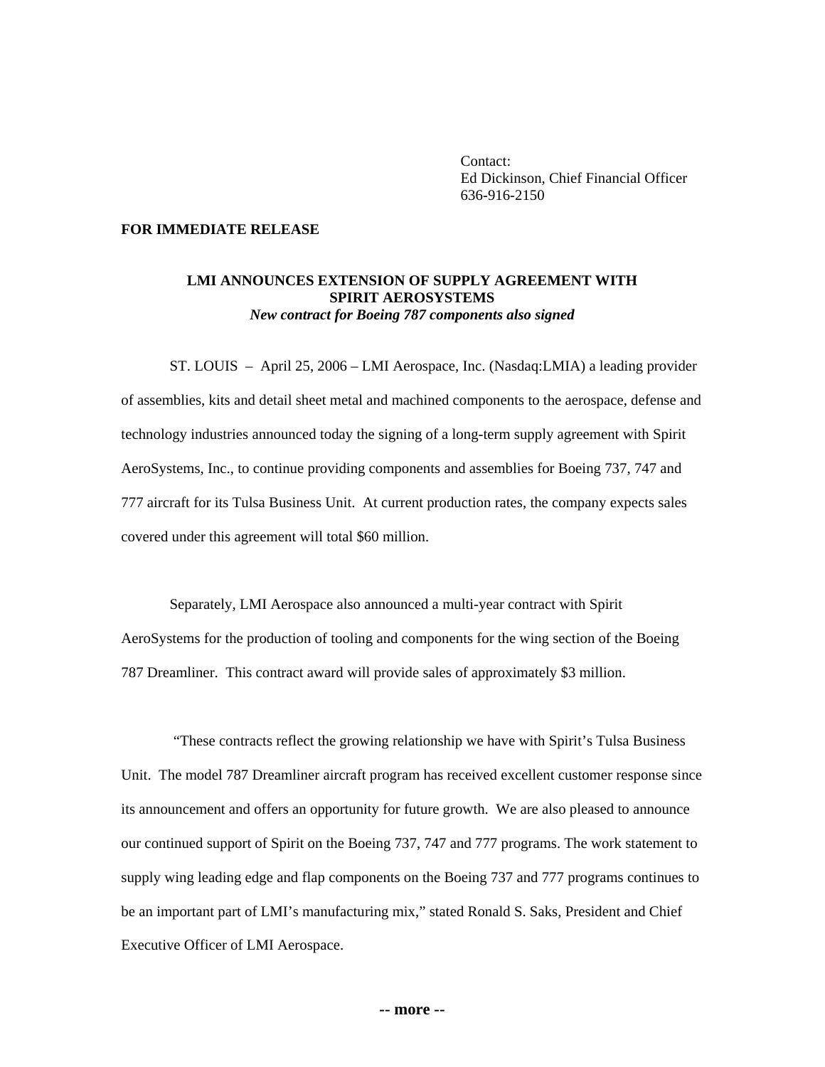Contact:
Ed Dickinson, Chief Financial Officer
636-916-2150

**FOR IMMEDIATE RELEASE**

## LMI ANNOUNCES EXTENSION OF SUPPLY AGREEMENT WITH SPIRIT AEROSYSTEMS

***New contract for Boeing 787 components also signed***

ST. LOUIS – April 25, 2006 – LMI Aerospace, Inc. (Nasdaq:LMIA) a leading provider of assemblies, kits and detail sheet metal and machined components to the aerospace, defense and technology industries announced today the signing of a long-term supply agreement with Spirit AeroSystems, Inc., to continue providing components and assemblies for Boeing 737, 747 and 777 aircraft for its Tulsa Business Unit. At current production rates, the company expects sales covered under this agreement will total $60 million.

Separately, LMI Aerospace also announced a multi-year contract with Spirit AeroSystems for the production of tooling and components for the wing section of the Boeing 787 Dreamliner. This contract award will provide sales of approximately $3 million.

"These contracts reflect the growing relationship we have with Spirit's Tulsa Business Unit. The model 787 Dreamliner aircraft program has received excellent customer response since its announcement and offers an opportunity for future growth. We are also pleased to announce our continued support of Spirit on the Boeing 737, 747 and 777 programs. The work statement to supply wing leading edge and flap components on the Boeing 737 and 777 programs continues to be an important part of LMI's manufacturing mix," stated Ronald S. Saks, President and Chief Executive Officer of LMI Aerospace.

**-- more --**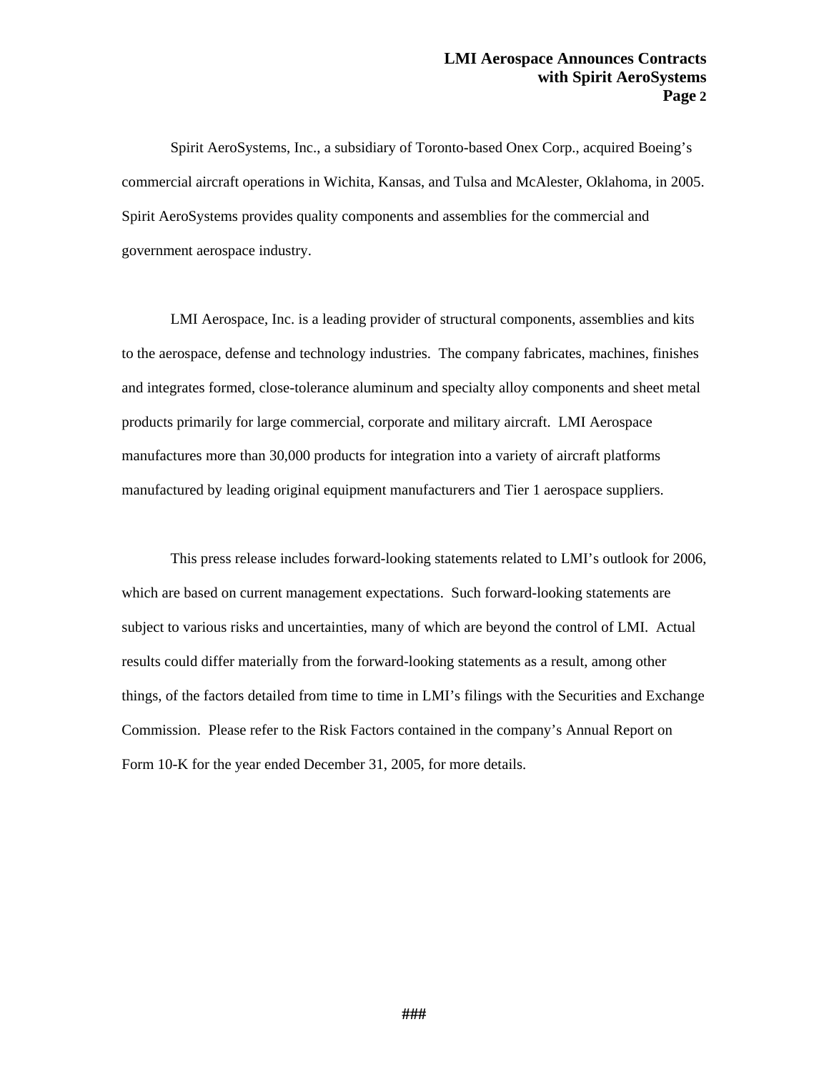Spirit AeroSystems, Inc., a subsidiary of Toronto-based Onex Corp., acquired Boeing's commercial aircraft operations in Wichita, Kansas, and Tulsa and McAlester, Oklahoma, in 2005. Spirit AeroSystems provides quality components and assemblies for the commercial and government aerospace industry.

LMI Aerospace, Inc. is a leading provider of structural components, assemblies and kits to the aerospace, defense and technology industries. The company fabricates, machines, finishes and integrates formed, close-tolerance aluminum and specialty alloy components and sheet metal products primarily for large commercial, corporate and military aircraft. LMI Aerospace manufactures more than 30,000 products for integration into a variety of aircraft platforms manufactured by leading original equipment manufacturers and Tier 1 aerospace suppliers.

This press release includes forward-looking statements related to LMI's outlook for 2006, which are based on current management expectations. Such forward-looking statements are subject to various risks and uncertainties, many of which are beyond the control of LMI. Actual results could differ materially from the forward-looking statements as a result, among other things, of the factors detailed from time to time in LMI's filings with the Securities and Exchange Commission. Please refer to the Risk Factors contained in the company's Annual Report on Form 10-K for the year ended December 31, 2005, for more details.

###